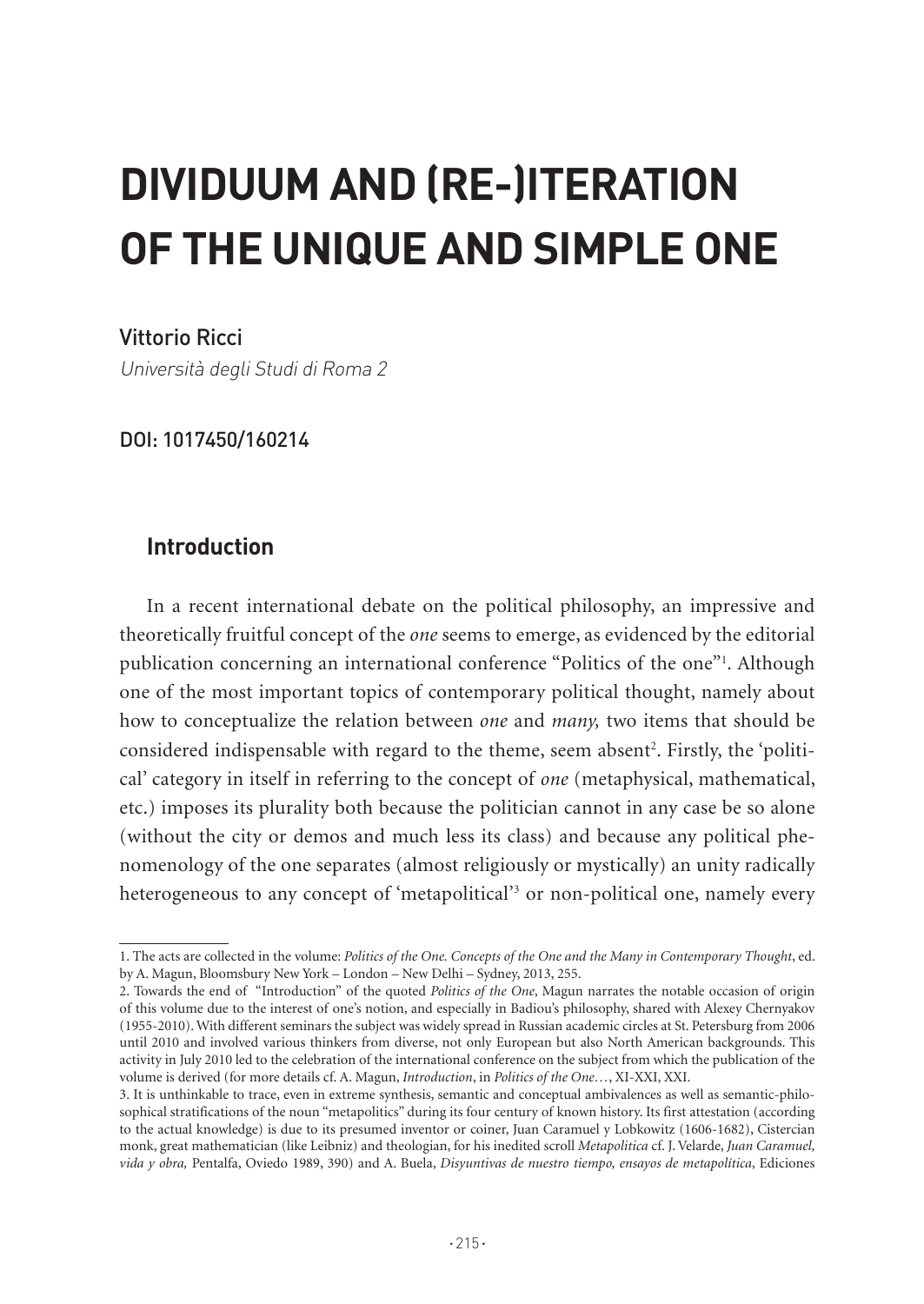# DIVIDUUM AND (RE-)ITERATION OF THE UNIQUE AND SIMPLE ONE

Vittorio Ricci

*Università degli Studi di Roma 2*

DOI: 1017450/160214

## Introduction

In a recent international debate on the political philosophy, an impressive and theoretically fruitful concept of the *one* seems to emerge, as evidenced by the editorial publication concerning an international conference "Politics of the one"[1]. Although one of the most important topics of contemporary political thought, namely about how to conceptualize the relation between *one* and *many,* two items that should be considered indispensable with regard to the theme, seem absent[2]. Firstly, the 'political' category in itself in referring to the concept of *one* (metaphysical, mathematical, etc.) imposes its plurality both because the politician cannot in any case be so alone (without the city or demos and much less its class) and because any political phenomenology of the one separates (almost religiously or mystically) an unity radically heterogeneous to any concept of 'metapolitical'[3] or non-political one, namely every

---

1. The acts are collected in the volume: *Politics of the One. Concepts of the One and the Many in Contemporary Thought*, ed. by A. Magun, Bloomsbury New York – London – New Delhi – Sydney, 2013, 255.

2. Towards the end of "Introduction" of the quoted *Politics of the One*, Magun narrates the notable occasion of origin of this volume due to the interest of one's notion, and especially in Badiou's philosophy, shared with Alexey Chernyakov (1955-2010). With different seminars the subject was widely spread in Russian academic circles at St. Petersburg from 2006 until 2010 and involved various thinkers from diverse, not only European but also North American backgrounds. This activity in July 2010 led to the celebration of the international conference on the subject from which the publication of the volume is derived (for more details cf. A. Magun, *Introduction*, in *Politics of the One…*, XI-XXI, XXI.

3. It is unthinkable to trace, even in extreme synthesis, semantic and conceptual ambivalences as well as semantic-philosophical stratifications of the noun "metapolitics" during its four century of known history. Its first attestation (according to the actual knowledge) is due to its presumed inventor or coiner, Juan Caramuel y Lobkowitz (1606-1682), Cistercian monk, great mathematician (like Leibniz) and theologian, for his inedited scroll *Metapolitica* cf. J. Velarde, *Juan Caramuel, vida y obra,* Pentalfa, Oviedo 1989, 390) and A. Buela, *Disyuntivas de nuestro tiempo, ensayos de metapolítica*, Ediciones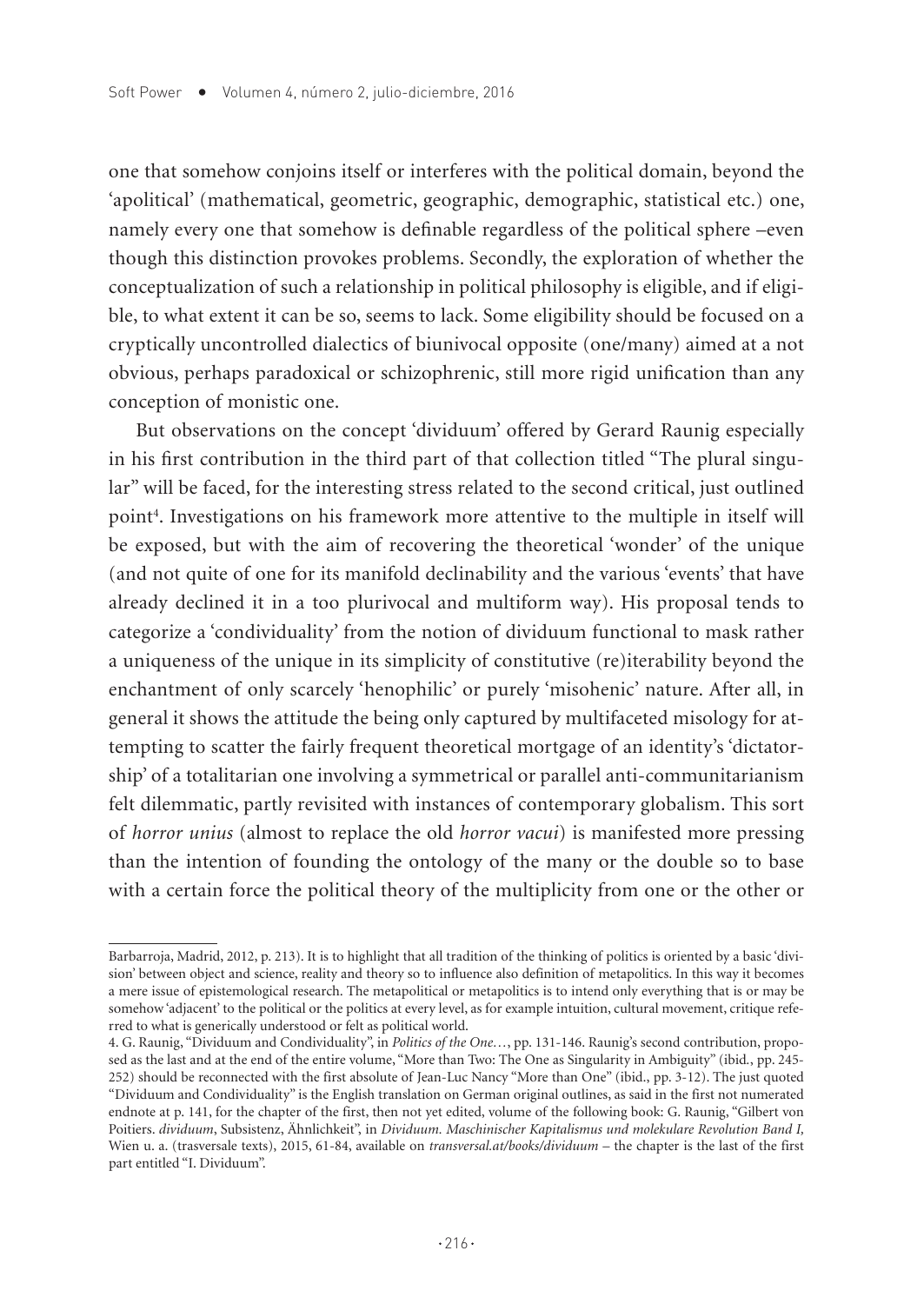one that somehow conjoins itself or interferes with the political domain, beyond the 'apolitical' (mathematical, geometric, geographic, demographic, statistical etc.) one, namely every one that somehow is definable regardless of the political sphere –even though this distinction provokes problems. Secondly, the exploration of whether the conceptualization of such a relationship in political philosophy is eligible, and if eligible, to what extent it can be so, seems to lack. Some eligibility should be focused on a cryptically uncontrolled dialectics of biunivocal opposite (one/many) aimed at a not obvious, perhaps paradoxical or schizophrenic, still more rigid unification than any conception of monistic one.

But observations on the concept 'dividuum' offered by Gerard Raunig especially in his first contribution in the third part of that collection titled "The plural singular" will be faced, for the interesting stress related to the second critical, just outlined point[4]. Investigations on his framework more attentive to the multiple in itself will be exposed, but with the aim of recovering the theoretical 'wonder' of the unique (and not quite of one for its manifold declinability and the various 'events' that have already declined it in a too plurivocal and multiform way). His proposal tends to categorize a 'condividuality' from the notion of dividuum functional to mask rather a uniqueness of the unique in its simplicity of constitutive (re)iterability beyond the enchantment of only scarcely 'henophilic' or purely 'misohenic' nature. After all, in general it shows the attitude the being only captured by multifaceted misology for attempting to scatter the fairly frequent theoretical mortgage of an identity's 'dictatorship' of a totalitarian one involving a symmetrical or parallel anti-communitarianism felt dilemmatic, partly revisited with instances of contemporary globalism. This sort of *horror unius* (almost to replace the old *horror vacui*) is manifested more pressing than the intention of founding the ontology of the many or the double so to base with a certain force the political theory of the multiplicity from one or the other or

---

Barbarroja, Madrid, 2012, p. 213). It is to highlight that all tradition of the thinking of politics is oriented by a basic 'division' between object and science, reality and theory so to influence also definition of metapolitics. In this way it becomes a mere issue of epistemological research. The metapolitical or metapolitics is to intend only everything that is or may be somehow 'adjacent' to the political or the politics at every level, as for example intuition, cultural movement, critique referred to what is generically understood or felt as political world.

4. G. Raunig, "Dividuum and Condividuality", in *Politics of the One…*, pp. 131-146. Raunig's second contribution, proposed as the last and at the end of the entire volume, "More than Two: The One as Singularity in Ambiguity" (ibid., pp. 245-252) should be reconnected with the first absolute of Jean-Luc Nancy "More than One" (ibid., pp. 3-12). The just quoted "Dividuum and Condividuality" is the English translation on German original outlines, as said in the first not numerated endnote at p. 141, for the chapter of the first, then not yet edited, volume of the following book: G. Raunig, "Gilbert von Poitiers. *dividuum*, Subsistenz, Ähnlichkeit", in *Dividuum. Maschinischer Kapitalismus und molekulare Revolution Band I,* Wien u. a. (trasversale texts), 2015, 61-84, available on *transversal.at/books/dividuum* – the chapter is the last of the first part entitled "I. Dividuum".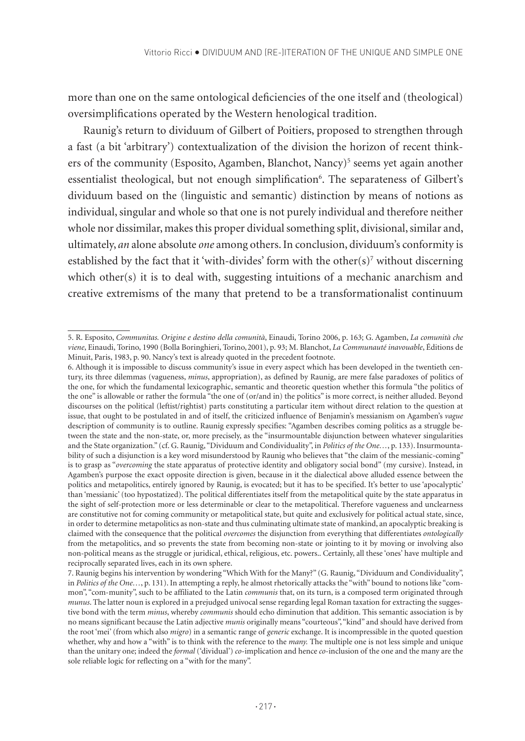more than one on the same ontological deficiencies of the one itself and (theological) oversimplifications operated by the Western henological tradition.

Raunig's return to dividuum of Gilbert of Poitiers, proposed to strengthen through a fast (a bit 'arbitrary') contextualization of the division the horizon of recent thinkers of the community (Esposito, Agamben, Blanchot, Nancy)[5] seems yet again another essentialist theological, but not enough simplification[6]. The separateness of Gilbert's dividuum based on the (linguistic and semantic) distinction by means of notions as individual, singular and whole so that one is not purely individual and therefore neither whole nor dissimilar, makes this proper dividual something split, divisional, similar and, ultimately, *an* alone absolute *one* among others. In conclusion, dividuum's conformity is established by the fact that it 'with-divides' form with the other(s)[7] without discerning which other(s) it is to deal with, suggesting intuitions of a mechanic anarchism and creative extremisms of the many that pretend to be a transformationalist continuum

---

5. R. Esposito, *Communitas. Origine e destino della comunità*, Einaudi, Torino 2006, p. 163; G. Agamben, *La comunità che viene*, Einaudi, Torino, 1990 (Bolla Boringhieri, Torino, 2001), p. 93; M. Blanchot, *La Communauté inavouable*, Éditions de Minuit, Paris, 1983, p. 90. Nancy's text is already quoted in the precedent footnote.

6. Although it is impossible to discuss community's issue in every aspect which has been developed in the twentieth century, its three dilemmas (vagueness, *minus*, appropriation), as defined by Raunig, are mere false paradoxes of politics of the one, for which the fundamental lexicographic, semantic and theoretic question whether this formula "the politics of the one" is allowable or rather the formula "the one of (or/and in) the politics" is more correct, is neither alluded. Beyond discourses on the political (leftist/rightist) parts constituting a particular item without direct relation to the question at issue, that ought to be postulated in and of itself, the criticized influence of Benjamin's messianism on Agamben's *vague* description of community is to outline. Raunig expressly specifies: "Agamben describes coming politics as a struggle between the state and the non-state, or, more precisely, as the "insurmountable disjunction between whatever singularities and the State organization." (cf. G. Raunig, "Dividuum and Condividuality", in *Politics of the One…*, p. 133). Insurmountability of such a disjunction is a key word misunderstood by Raunig who believes that "the claim of the messianic-coming" is to grasp as "*overcoming* the state apparatus of protective identity and obligatory social bond" (my cursive). Instead, in Agamben's purpose the exact opposite direction is given, because in it the dialectical above alluded essence between the politics and metapolitics, entirely ignored by Raunig, is evocated; but it has to be specified. It's better to use 'apocalyptic' than 'messianic' (too hypostatized). The political differentiates itself from the metapolitical quite by the state apparatus in the sight of self-protection more or less determinable or clear to the metapolitical. Therefore vagueness and unclearness are constitutive not for coming community or metapolitical state, but quite and exclusively for political actual state, since, in order to determine metapolitics as non-state and thus culminating ultimate state of mankind, an apocalyptic breaking is claimed with the consequence that the political *overcomes* the disjunction from everything that differentiates *ontologically* from the metapolitics, and so prevents the state from becoming non-state or jointing to it by moving or involving also non-political means as the struggle or juridical, ethical, religious, etc. powers.. Certainly, all these 'ones' have multiple and reciprocally separated lives, each in its own sphere.

7. Raunig begins his intervention by wondering "Which With for the Many?" (G. Raunig, "Dividuum and Condividuality", in *Politics of the One…*, p. 131). In attempting a reply, he almost rhetorically attacks the "with" bound to notions like "common", "com-munity", such to be affiliated to the Latin *communis* that, on its turn, is a composed term originated through *munus*. The latter noun is explored in a prejudged univocal sense regarding legal Roman taxation for extracting the suggestive bond with the term *minus*, whereby *communis* should echo diminution that addition. This semantic association is by no means significant because the Latin adjective *munis* originally means "courteous", "kind" and should have derived from the root 'mei' (from which also *migro*) in a semantic range of *generic* exchange. It is incompressible in the quoted question whether, why and how a "with" is to think with the reference to the *many*. The multiple one is not less simple and unique than the unitary one; indeed the *formal* ('dividual') *co*-implication and hence *co*-inclusion of the one and the many are the sole reliable logic for reflecting on a "with for the many".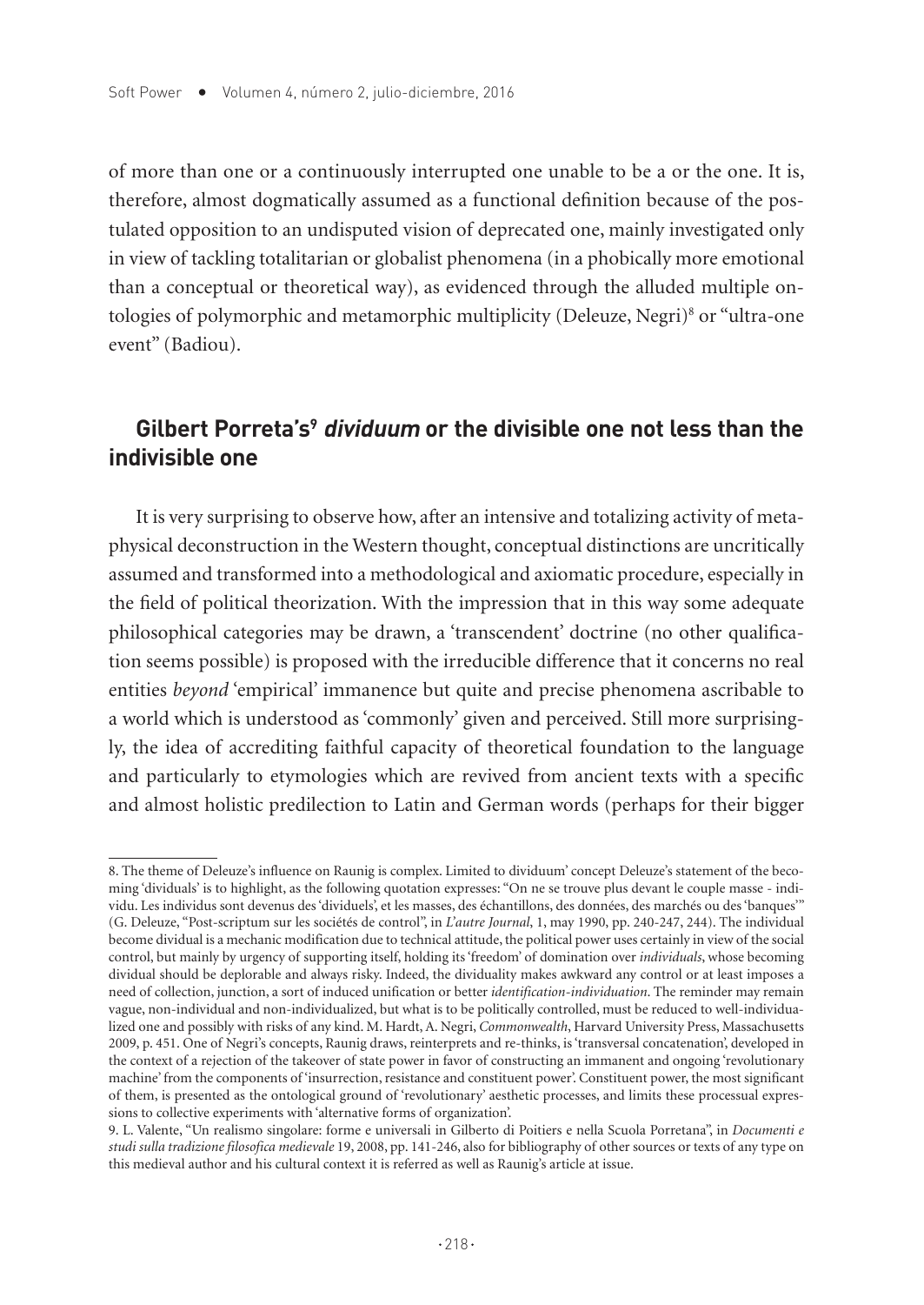of more than one or a continuously interrupted one unable to be a or the one. It is, therefore, almost dogmatically assumed as a functional definition because of the postulated opposition to an undisputed vision of deprecated one, mainly investigated only in view of tackling totalitarian or globalist phenomena (in a phobically more emotional than a conceptual or theoretical way), as evidenced through the alluded multiple ontologies of polymorphic and metamorphic multiplicity (Deleuze, Negri)[8] or "ultra-one event" (Badiou).

## Gilbert Porreta's[9] *dividuum* or the divisible one not less than the indivisible one

It is very surprising to observe how, after an intensive and totalizing activity of metaphysical deconstruction in the Western thought, conceptual distinctions are uncritically assumed and transformed into a methodological and axiomatic procedure, especially in the field of political theorization. With the impression that in this way some adequate philosophical categories may be drawn, a 'transcendent' doctrine (no other qualification seems possible) is proposed with the irreducible difference that it concerns no real entities *beyond* 'empirical' immanence but quite and precise phenomena ascribable to a world which is understood as 'commonly' given and perceived. Still more surprisingly, the idea of accrediting faithful capacity of theoretical foundation to the language and particularly to etymologies which are revived from ancient texts with a specific and almost holistic predilection to Latin and German words (perhaps for their bigger

---

8. The theme of Deleuze's influence on Raunig is complex. Limited to dividuum' concept Deleuze's statement of the becoming 'dividuals' is to highlight, as the following quotation expresses: "On ne se trouve plus devant le couple masse - individu. Les individus sont devenus des 'dividuels', et les masses, des échantillons, des données, des marchés ou des 'banques'" (G. Deleuze, "Post-scriptum sur les sociétés de control", in *L'autre Journal*, 1, may 1990, pp. 240-247, 244). The individual become dividual is a mechanic modification due to technical attitude, the political power uses certainly in view of the social control, but mainly by urgency of supporting itself, holding its 'freedom' of domination over *individuals*, whose becoming dividual should be deplorable and always risky. Indeed, the dividuality makes awkward any control or at least imposes a need of collection, junction, a sort of induced unification or better *identification-individuation*. The reminder may remain vague, non-individual and non-individualized, but what is to be politically controlled, must be reduced to well-individualized one and possibly with risks of any kind. M. Hardt, A. Negri, *Commonwealth*, Harvard University Press, Massachusetts 2009, p. 451. One of Negri's concepts, Raunig draws, reinterprets and re-thinks, is 'transversal concatenation', developed in the context of a rejection of the takeover of state power in favor of constructing an immanent and ongoing 'revolutionary machine' from the components of 'insurrection, resistance and constituent power'. Constituent power, the most significant of them, is presented as the ontological ground of 'revolutionary' aesthetic processes, and limits these processual expressions to collective experiments with 'alternative forms of organization'.

9. L. Valente, "Un realismo singolare: forme e universali in Gilberto di Poitiers e nella Scuola Porretana", in *Documenti e studi sulla tradizione filosofica medievale* 19, 2008, pp. 141-246, also for bibliography of other sources or texts of any type on this medieval author and his cultural context it is referred as well as Raunig's article at issue.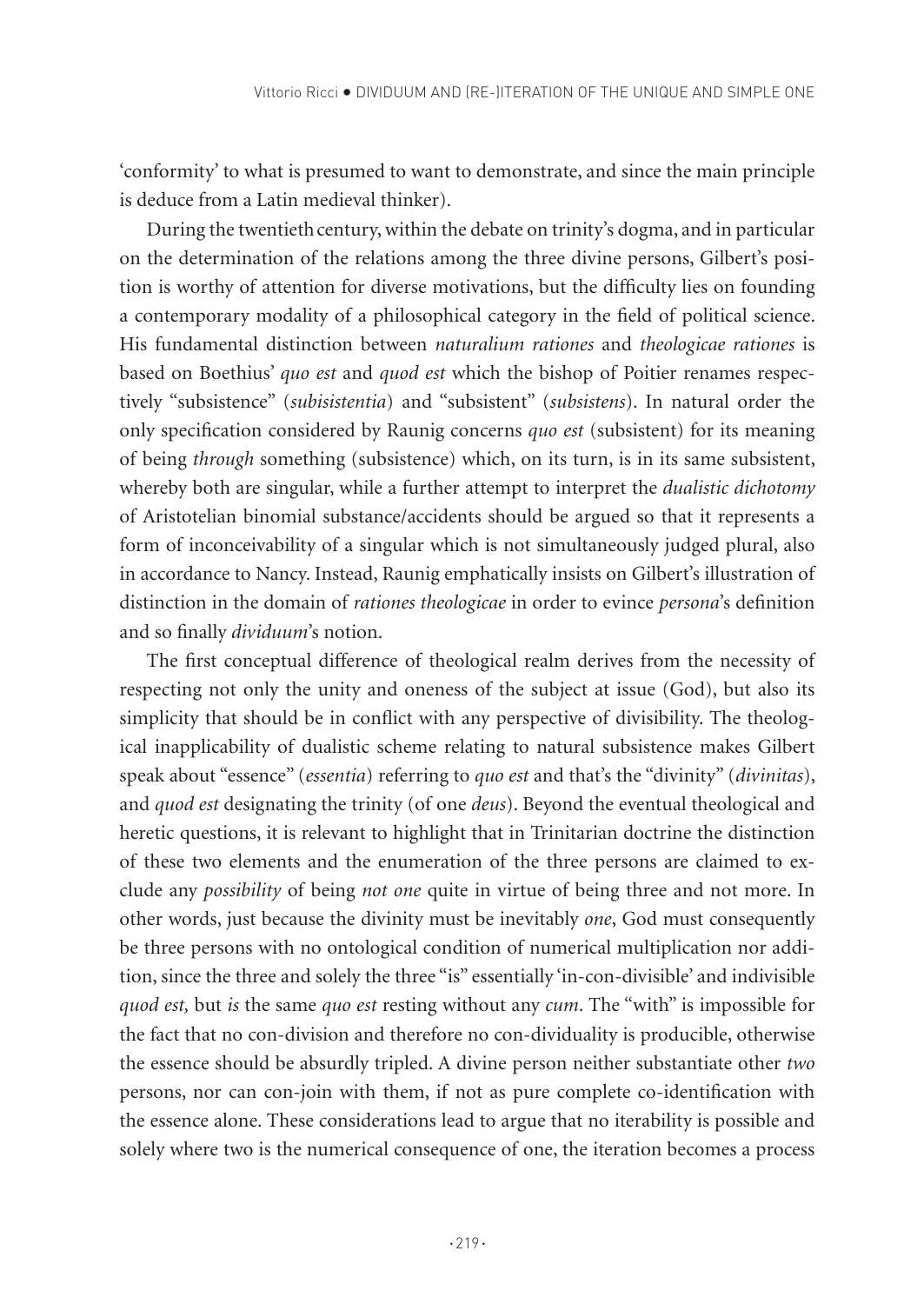'conformity' to what is presumed to want to demonstrate, and since the main principle is deduce from a Latin medieval thinker).

During the twentieth century, within the debate on trinity's dogma, and in particular on the determination of the relations among the three divine persons, Gilbert's position is worthy of attention for diverse motivations, but the difficulty lies on founding a contemporary modality of a philosophical category in the field of political science. His fundamental distinction between *naturalium rationes* and *theologicae rationes* is based on Boethius' *quo est* and *quod est* which the bishop of Poitier renames respectively "subsistence" (*subisistentia*) and "subsistent" (*subsistens*). In natural order the only specification considered by Raunig concerns *quo est* (subsistent) for its meaning of being *through* something (subsistence) which, on its turn, is in its same subsistent, whereby both are singular, while a further attempt to interpret the *dualistic dichotomy* of Aristotelian binomial substance/accidents should be argued so that it represents a form of inconceivability of a singular which is not simultaneously judged plural, also in accordance to Nancy. Instead, Raunig emphatically insists on Gilbert's illustration of distinction in the domain of *rationes theologicae* in order to evince *persona*'s definition and so finally *dividuum*'s notion.

The first conceptual difference of theological realm derives from the necessity of respecting not only the unity and oneness of the subject at issue (God), but also its simplicity that should be in conflict with any perspective of divisibility. The theological inapplicability of dualistic scheme relating to natural subsistence makes Gilbert speak about "essence" (*essentia*) referring to *quo est* and that's the "divinity" (*divinitas*), and *quod est* designating the trinity (of one *deus*). Beyond the eventual theological and heretic questions, it is relevant to highlight that in Trinitarian doctrine the distinction of these two elements and the enumeration of the three persons are claimed to exclude any *possibility* of being *not one* quite in virtue of being three and not more. In other words, just because the divinity must be inevitably *one*, God must consequently be three persons with no ontological condition of numerical multiplication nor addition, since the three and solely the three "is" essentially 'in-con-divisible' and indivisible *quod est,* but *is* the same *quo est* resting without any *cum*. The "with" is impossible for the fact that no con-division and therefore no con-dividuality is producible, otherwise the essence should be absurdly tripled. A divine person neither substantiate other *two* persons, nor can con-join with them, if not as pure complete co-identification with the essence alone. These considerations lead to argue that no iterability is possible and solely where two is the numerical consequence of one, the iteration becomes a process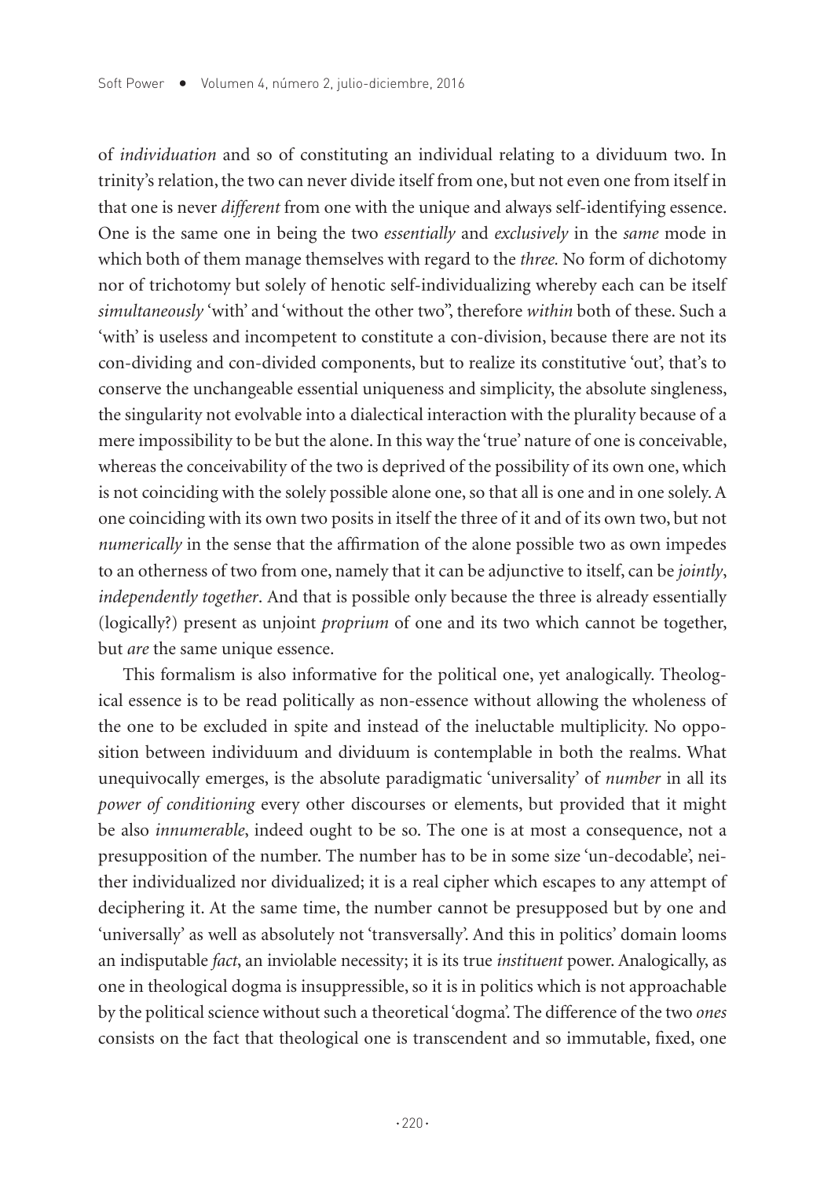of *individuation* and so of constituting an individual relating to a dividuum two. In trinity's relation, the two can never divide itself from one, but not even one from itself in that one is never *different* from one with the unique and always self-identifying essence. One is the same one in being the two *essentially* and *exclusively* in the *same* mode in which both of them manage themselves with regard to the *three.* No form of dichotomy nor of trichotomy but solely of henotic self-individualizing whereby each can be itself *simultaneously* 'with' and 'without the other two", therefore *within* both of these. Such a 'with' is useless and incompetent to constitute a con-division, because there are not its con-dividing and con-divided components, but to realize its constitutive 'out', that's to conserve the unchangeable essential uniqueness and simplicity, the absolute singleness, the singularity not evolvable into a dialectical interaction with the plurality because of a mere impossibility to be but the alone. In this way the 'true' nature of one is conceivable, whereas the conceivability of the two is deprived of the possibility of its own one, which is not coinciding with the solely possible alone one, so that all is one and in one solely. A one coinciding with its own two posits in itself the three of it and of its own two, but not *numerically* in the sense that the affirmation of the alone possible two as own impedes to an otherness of two from one, namely that it can be adjunctive to itself, can be *jointly*, *independently together*. And that is possible only because the three is already essentially (logically?) present as unjoint *proprium* of one and its two which cannot be together, but *are* the same unique essence.

This formalism is also informative for the political one, yet analogically. Theological essence is to be read politically as non-essence without allowing the wholeness of the one to be excluded in spite and instead of the ineluctable multiplicity. No opposition between individuum and dividuum is contemplable in both the realms. What unequivocally emerges, is the absolute paradigmatic 'universality' of *number* in all its *power of conditioning* every other discourses or elements, but provided that it might be also *innumerable*, indeed ought to be so. The one is at most a consequence, not a presupposition of the number. The number has to be in some size 'un-decodable', neither individualized nor dividualized; it is a real cipher which escapes to any attempt of deciphering it. At the same time, the number cannot be presupposed but by one and 'universally' as well as absolutely not 'transversally'. And this in politics' domain looms an indisputable *fact*, an inviolable necessity; it is its true *instituent* power. Analogically, as one in theological dogma is insuppressible, so it is in politics which is not approachable by the political science without such a theoretical 'dogma'. The difference of the two *ones* consists on the fact that theological one is transcendent and so immutable, fixed, one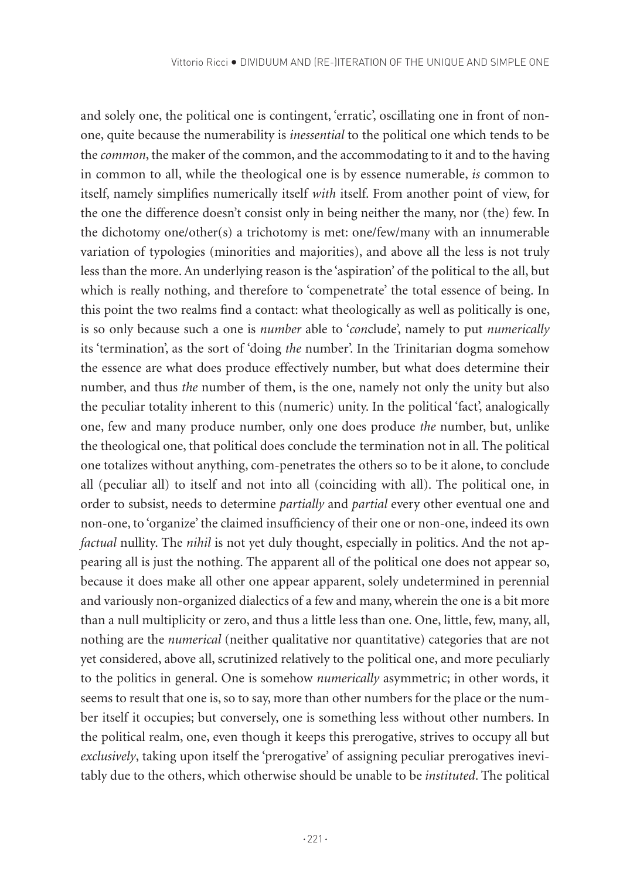and solely one, the political one is contingent, 'erratic', oscillating one in front of non-one, quite because the numerability is *inessential* to the political one which tends to be the *common*, the maker of the common, and the accommodating to it and to the having in common to all, while the theological one is by essence numerable, *is* common to itself, namely simplifies numerically itself *with* itself. From another point of view, for the one the difference doesn't consist only in being neither the many, nor (the) few. In the dichotomy one/other(s) a trichotomy is met: one/few/many with an innumerable variation of typologies (minorities and majorities), and above all the less is not truly less than the more. An underlying reason is the 'aspiration' of the political to the all, but which is really nothing, and therefore to 'compenetrate' the total essence of being. In this point the two realms find a contact: what theologically as well as politically is one, is so only because such a one is *number* able to '*con*clude', namely to put *numerically* its 'termination', as the sort of 'doing *the* number'. In the Trinitarian dogma somehow the essence are what does produce effectively number, but what does determine their number, and thus *the* number of them, is the one, namely not only the unity but also the peculiar totality inherent to this (numeric) unity. In the political 'fact', analogically one, few and many produce number, only one does produce *the* number, but, unlike the theological one, that political does conclude the termination not in all. The political one totalizes without anything, com-penetrates the others so to be it alone, to conclude all (peculiar all) to itself and not into all (coinciding with all). The political one, in order to subsist, needs to determine *partially* and *partial* every other eventual one and non-one, to 'organize' the claimed insufficiency of their one or non-one, indeed its own *factual* nullity. The *nihil* is not yet duly thought, especially in politics. And the not appearing all is just the nothing. The apparent all of the political one does not appear so, because it does make all other one appear apparent, solely undetermined in perennial and variously non-organized dialectics of a few and many, wherein the one is a bit more than a null multiplicity or zero, and thus a little less than one. One, little, few, many, all, nothing are the *numerical* (neither qualitative nor quantitative) categories that are not yet considered, above all, scrutinized relatively to the political one, and more peculiarly to the politics in general. One is somehow *numerically* asymmetric; in other words, it seems to result that one is, so to say, more than other numbers for the place or the number itself it occupies; but conversely, one is something less without other numbers. In the political realm, one, even though it keeps this prerogative, strives to occupy all but *exclusively*, taking upon itself the 'prerogative' of assigning peculiar prerogatives inevitably due to the others, which otherwise should be unable to be *instituted*. The political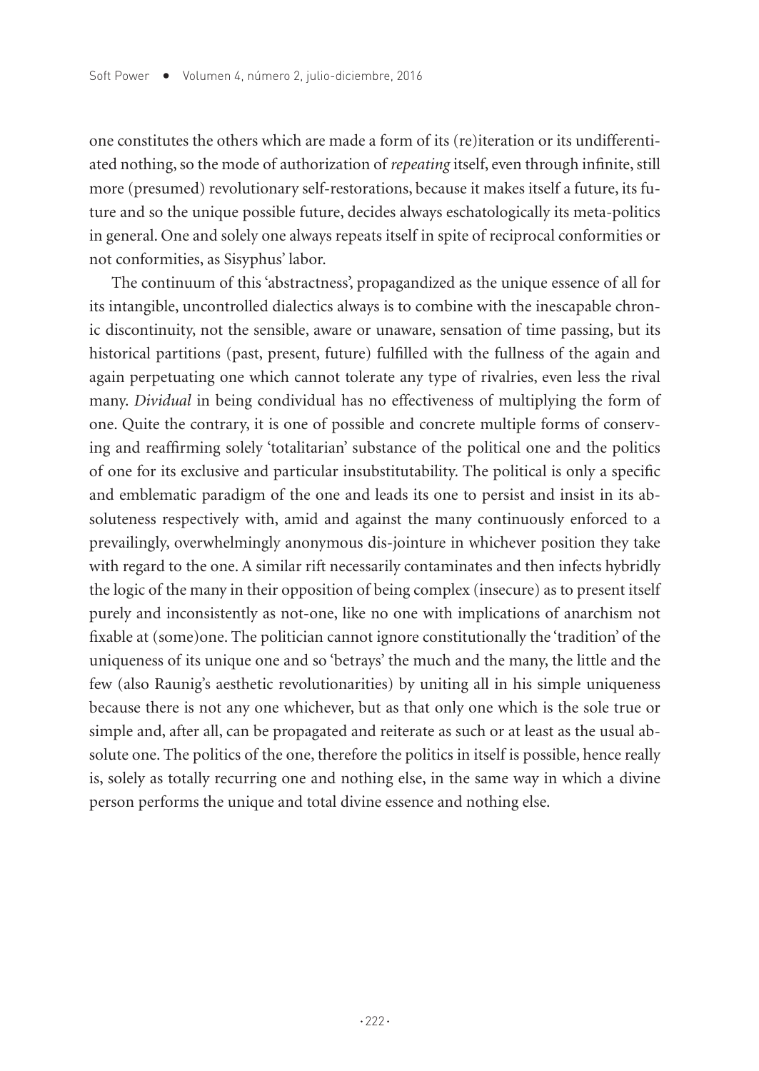one constitutes the others which are made a form of its (re)iteration or its undifferentiated nothing, so the mode of authorization of *repeating* itself, even through infinite, still more (presumed) revolutionary self-restorations, because it makes itself a future, its future and so the unique possible future, decides always eschatologically its meta-politics in general. One and solely one always repeats itself in spite of reciprocal conformities or not conformities, as Sisyphus' labor.

The continuum of this 'abstractness', propagandized as the unique essence of all for its intangible, uncontrolled dialectics always is to combine with the inescapable chronic discontinuity, not the sensible, aware or unaware, sensation of time passing, but its historical partitions (past, present, future) fulfilled with the fullness of the again and again perpetuating one which cannot tolerate any type of rivalries, even less the rival many. *Dividual* in being condividual has no effectiveness of multiplying the form of one. Quite the contrary, it is one of possible and concrete multiple forms of conserving and reaffirming solely 'totalitarian' substance of the political one and the politics of one for its exclusive and particular insubstitutability. The political is only a specific and emblematic paradigm of the one and leads its one to persist and insist in its absoluteness respectively with, amid and against the many continuously enforced to a prevailingly, overwhelmingly anonymous dis-jointure in whichever position they take with regard to the one. A similar rift necessarily contaminates and then infects hybridly the logic of the many in their opposition of being complex (insecure) as to present itself purely and inconsistently as not-one, like no one with implications of anarchism not fixable at (some)one. The politician cannot ignore constitutionally the 'tradition' of the uniqueness of its unique one and so 'betrays' the much and the many, the little and the few (also Raunig's aesthetic revolutionarities) by uniting all in his simple uniqueness because there is not any one whichever, but as that only one which is the sole true or simple and, after all, can be propagated and reiterate as such or at least as the usual absolute one. The politics of the one, therefore the politics in itself is possible, hence really is, solely as totally recurring one and nothing else, in the same way in which a divine person performs the unique and total divine essence and nothing else.